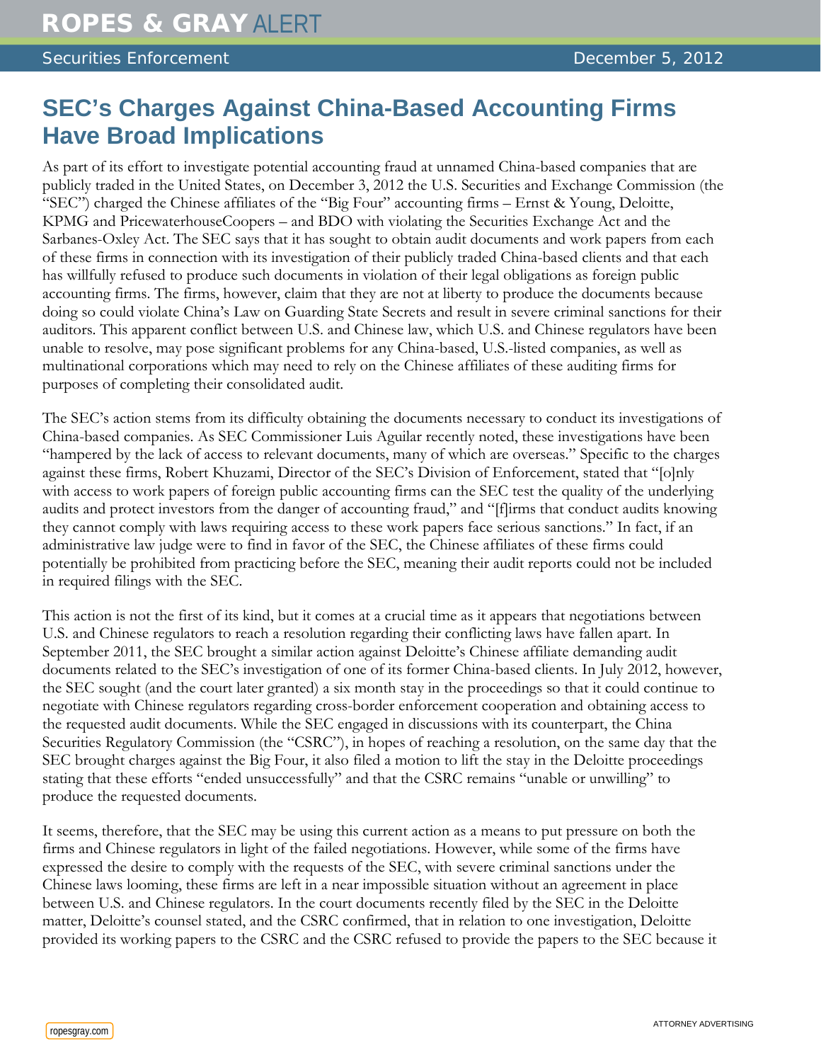ROPES & GRAY ALERT

Securities Enforcement December 5, 2012

# SEC's Charges Against China-Based Accounting Firms Have Broad Implications

As part of its effort to investigate potential accounting fraud at unnamed China-based companies that are publicly traded in the United States, on December 3, 2012 the U.S. Securities and Exchange Commission (the "SEC") charged the Chinese affiliates of the "Big Four" accounting firms – Ernst & Young, Deloitte, KPMG and PricewaterhouseCoopers – and BDO with violating the Securities Exchange Act and the Sarbanes-Oxley Act. The SEC says that it has sought to obtain audit documents and work papers from each of these firms in connection with its investigation of their publicly traded China-based clients and that each has willfully refused to produce such documents in violation of their legal obligations as foreign public accounting firms. The firms, however, claim that they are not at liberty to produce the documents because doing so could violate China's Law on Guarding State Secrets and result in severe criminal sanctions for their auditors. This apparent conflict between U.S. and Chinese law, which U.S. and Chinese regulators have been unable to resolve, may pose significant problems for any China-based, U.S.-listed companies, as well as multinational corporations which may need to rely on the Chinese affiliates of these auditing firms for purposes of completing their consolidated audit.

The SEC's action stems from its difficulty obtaining the documents necessary to conduct its investigations of China-based companies. As SEC Commissioner Luis Aguilar recently noted, these investigations have been "hampered by the lack of access to relevant documents, many of which are overseas." Specific to the charges against these firms, Robert Khuzami, Director of the SEC's Division of Enforcement, stated that "[o]nly with access to work papers of foreign public accounting firms can the SEC test the quality of the underlying audits and protect investors from the danger of accounting fraud," and "[f]irms that conduct audits knowing they cannot comply with laws requiring access to these work papers face serious sanctions." In fact, if an administrative law judge were to find in favor of the SEC, the Chinese affiliates of these firms could potentially be prohibited from practicing before the SEC, meaning their audit reports could not be included in required filings with the SEC.

This action is not the first of its kind, but it comes at a crucial time as it appears that negotiations between U.S. and Chinese regulators to reach a resolution regarding their conflicting laws have fallen apart. In September 2011, the SEC brought a similar action against Deloitte's Chinese affiliate demanding audit documents related to the SEC's investigation of one of its former China-based clients. In July 2012, however, the SEC sought (and the court later granted) a six month stay in the proceedings so that it could continue to negotiate with Chinese regulators regarding cross-border enforcement cooperation and obtaining access to the requested audit documents. While the SEC engaged in discussions with its counterpart, the China Securities Regulatory Commission (the "CSRC"), in hopes of reaching a resolution, on the same day that the SEC brought charges against the Big Four, it also filed a motion to lift the stay in the Deloitte proceedings stating that these efforts "ended unsuccessfully" and that the CSRC remains "unable or unwilling" to produce the requested documents.

It seems, therefore, that the SEC may be using this current action as a means to put pressure on both the firms and Chinese regulators in light of the failed negotiations. However, while some of the firms have expressed the desire to comply with the requests of the SEC, with severe criminal sanctions under the Chinese laws looming, these firms are left in a near impossible situation without an agreement in place between U.S. and Chinese regulators. In the court documents recently filed by the SEC in the Deloitte matter, Deloitte's counsel stated, and the CSRC confirmed, that in relation to one investigation, Deloitte provided its working papers to the CSRC and the CSRC refused to provide the papers to the SEC because it

ropesgray.com

ATTORNEY ADVERTISING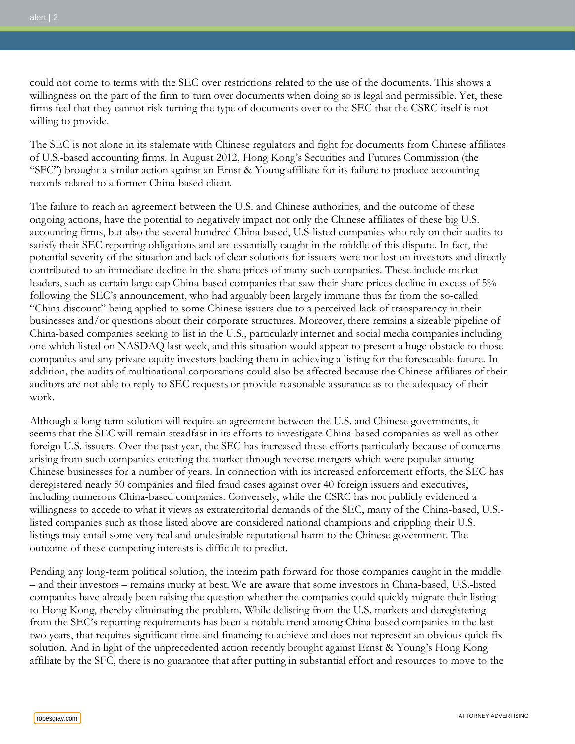could not come to terms with the SEC over restrictions related to the use of the documents. This shows a willingness on the part of the firm to turn over documents when doing so is legal and permissible. Yet, these firms feel that they cannot risk turning the type of documents over to the SEC that the CSRC itself is not willing to provide.

The SEC is not alone in its stalemate with Chinese regulators and fight for documents from Chinese affiliates of U.S.-based accounting firms. In August 2012, Hong Kong's Securities and Futures Commission (the "SFC") brought a similar action against an Ernst & Young affiliate for its failure to produce accounting records related to a former China-based client.

The failure to reach an agreement between the U.S. and Chinese authorities, and the outcome of these ongoing actions, have the potential to negatively impact not only the Chinese affiliates of these big U.S. accounting firms, but also the several hundred China-based, U.S-listed companies who rely on their audits to satisfy their SEC reporting obligations and are essentially caught in the middle of this dispute. In fact, the potential severity of the situation and lack of clear solutions for issuers were not lost on investors and directly contributed to an immediate decline in the share prices of many such companies. These include market leaders, such as certain large cap China-based companies that saw their share prices decline in excess of 5% following the SEC's announcement, who had arguably been largely immune thus far from the so-called "China discount" being applied to some Chinese issuers due to a perceived lack of transparency in their businesses and/or questions about their corporate structures. Moreover, there remains a sizeable pipeline of China-based companies seeking to list in the U.S., particularly internet and social media companies including one which listed on NASDAQ last week, and this situation would appear to present a huge obstacle to those companies and any private equity investors backing them in achieving a listing for the foreseeable future. In addition, the audits of multinational corporations could also be affected because the Chinese affiliates of their auditors are not able to reply to SEC requests or provide reasonable assurance as to the adequacy of their work.

Although a long-term solution will require an agreement between the U.S. and Chinese governments, it seems that the SEC will remain steadfast in its efforts to investigate China-based companies as well as other foreign U.S. issuers. Over the past year, the SEC has increased these efforts particularly because of concerns arising from such companies entering the market through reverse mergers which were popular among Chinese businesses for a number of years. In connection with its increased enforcement efforts, the SEC has deregistered nearly 50 companies and filed fraud cases against over 40 foreign issuers and executives, including numerous China-based companies. Conversely, while the CSRC has not publicly evidenced a willingness to accede to what it views as extraterritorial demands of the SEC, many of the China-based, U.S.-listed companies such as those listed above are considered national champions and crippling their U.S. listings may entail some very real and undesirable reputational harm to the Chinese government. The outcome of these competing interests is difficult to predict.

Pending any long-term political solution, the interim path forward for those companies caught in the middle – and their investors – remains murky at best. We are aware that some investors in China-based, U.S.-listed companies have already been raising the question whether the companies could quickly migrate their listing to Hong Kong, thereby eliminating the problem. While delisting from the U.S. markets and deregistering from the SEC's reporting requirements has been a notable trend among China-based companies in the last two years, that requires significant time and financing to achieve and does not represent an obvious quick fix solution. And in light of the unprecedented action recently brought against Ernst & Young's Hong Kong affiliate by the SFC, there is no guarantee that after putting in substantial effort and resources to move to the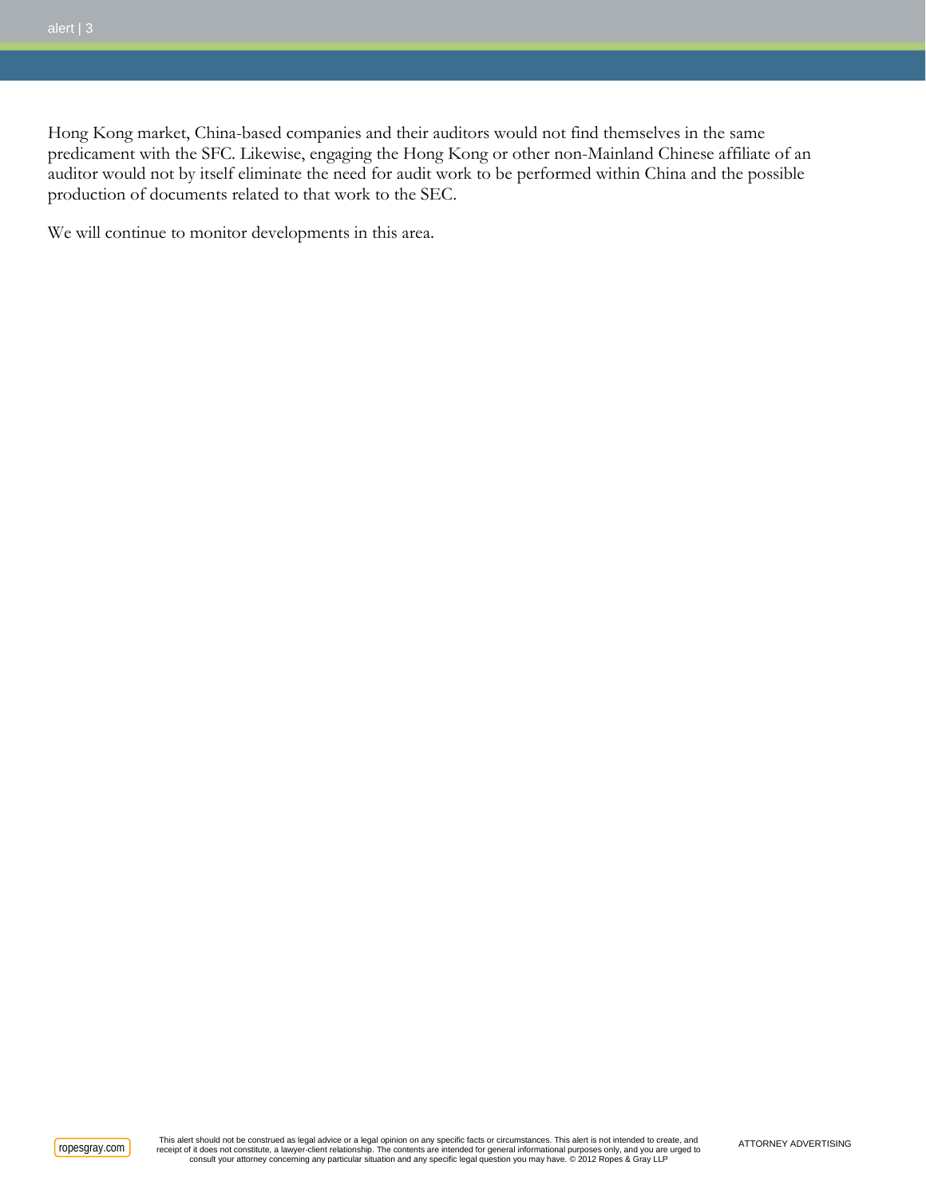Hong Kong market, China-based companies and their auditors would not find themselves in the same predicament with the SFC. Likewise, engaging the Hong Kong or other non-Mainland Chinese affiliate of an auditor would not by itself eliminate the need for audit work to be performed within China and the possible production of documents related to that work to the SEC.

We will continue to monitor developments in this area.